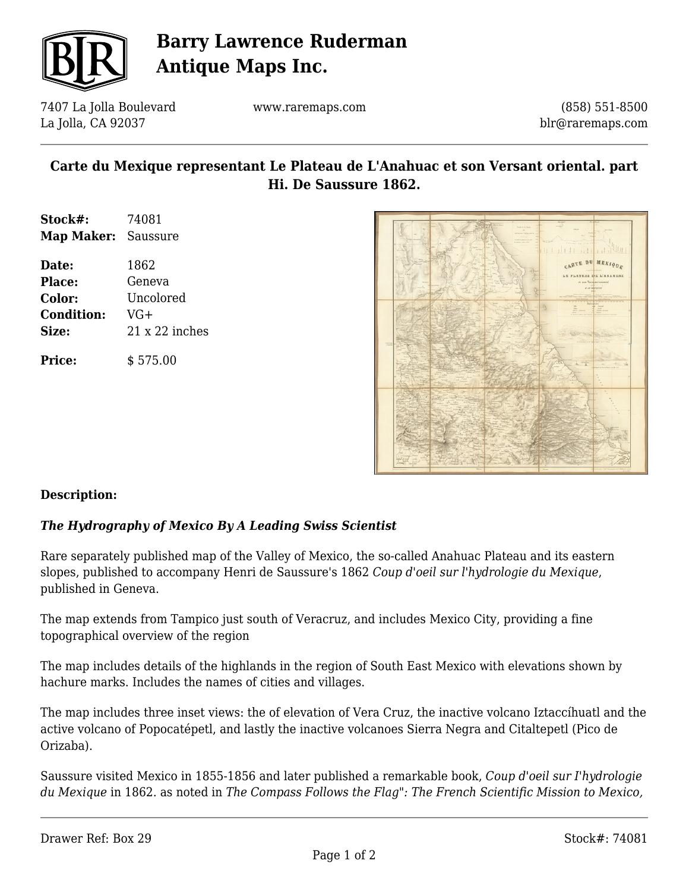# Barry Lawrence Ruderman Antique Maps Inc.

7407 La Jolla Boulevard
La Jolla, CA 92037

www.raremaps.com

(858) 551-8500
blr@raremaps.com

## Carte du Mexique representant Le Plateau de L'Anahuac et son Versant oriental. part Hi. De Saussure 1862.

**Stock#:** 74081
**Map Maker:** Saussure

**Date:** 1862
**Place:** Geneva
**Color:** Uncolored
**Condition:** VG+
**Size:** 21 x 22 inches

**Price:** $ 575.00

### Description:

***The Hydrography of Mexico By A Leading Swiss Scientist***

Rare separately published map of the Valley of Mexico, the so-called Anahuac Plateau and its eastern slopes, published to accompany Henri de Saussure's 1862 *Coup d'oeil sur l'hydrologie du Mexique*, published in Geneva.

The map extends from Tampico just south of Veracruz, and includes Mexico City, providing a fine topographical overview of the region

The map includes details of the highlands in the region of South East Mexico with elevations shown by hachure marks. Includes the names of cities and villages.

The map includes three inset views: the of elevation of Vera Cruz, the inactive volcano Iztaccíhuatl and the active volcano of Popocatépetl, and lastly the inactive volcanoes Sierra Negra and Citaltepetl (Pico de Orizaba).

Saussure visited Mexico in 1855-1856 and later published a remarkable book, *Coup d'oeil sur I'hydrologie du Mexique* in 1862. as noted in *The Compass Follows the Flag": The French Scientific Mission to Mexico,*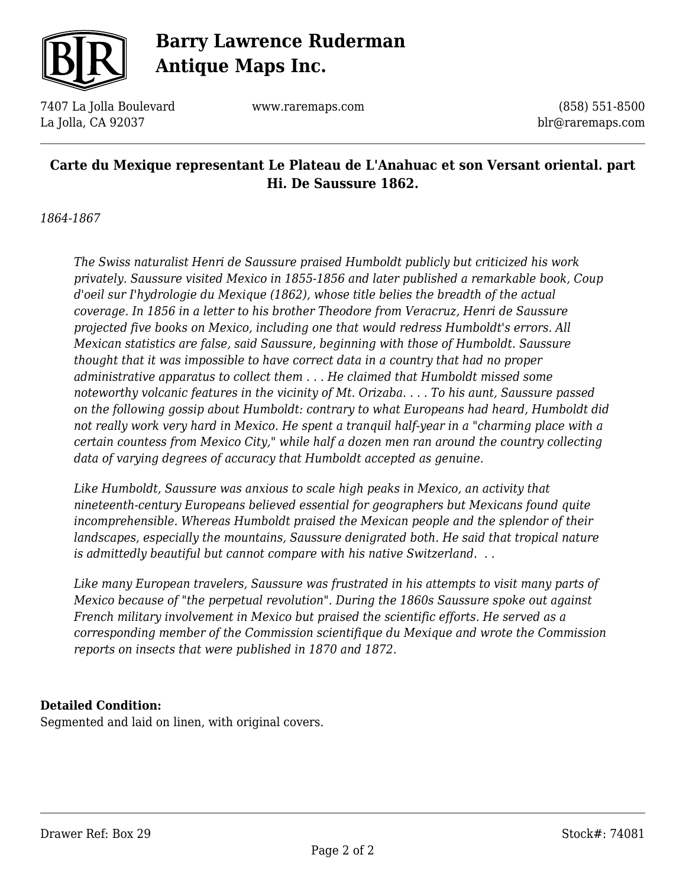**Carte du Mexique representant Le Plateau de L'Anahuac et son Versant oriental. part Hi. De Saussure 1862.**

*1864-1867*

> *The Swiss naturalist Henri de Saussure praised Humboldt publicly but criticized his work privately. Saussure visited Mexico in 1855-1856 and later published a remarkable book, Coup d'oeil sur l'hydrologie du Mexique (1862), whose title belies the breadth of the actual coverage. In 1856 in a letter to his brother Theodore from Veracruz, Henri de Saussure projected five books on Mexico, including one that would redress Humboldt's errors. All Mexican statistics are false, said Saussure, beginning with those of Humboldt. Saussure thought that it was impossible to have correct data in a country that had no proper administrative apparatus to collect them . . . He claimed that Humboldt missed some noteworthy volcanic features in the vicinity of Mt. Orizaba. . . . To his aunt, Saussure passed on the following gossip about Humboldt: contrary to what Europeans had heard, Humboldt did not really work very hard in Mexico. He spent a tranquil half-year in a "charming place with a certain countess from Mexico City," while half a dozen men ran around the country collecting data of varying degrees of accuracy that Humboldt accepted as genuine.*
>
> *Like Humboldt, Saussure was anxious to scale high peaks in Mexico, an activity that nineteenth-century Europeans believed essential for geographers but Mexicans found quite incomprehensible. Whereas Humboldt praised the Mexican people and the splendor of their landscapes, especially the mountains, Saussure denigrated both. He said that tropical nature is admittedly beautiful but cannot compare with his native Switzerland. . .*
>
> *Like many European travelers, Saussure was frustrated in his attempts to visit many parts of Mexico because of "the perpetual revolution". During the 1860s Saussure spoke out against French military involvement in Mexico but praised the scientific efforts. He served as a corresponding member of the Commission scientifique du Mexique and wrote the Commission reports on insects that were published in 1870 and 1872.*

**Detailed Condition:**
Segmented and laid on linen, with original covers.

Drawer Ref: Box 29

Stock#: 74081